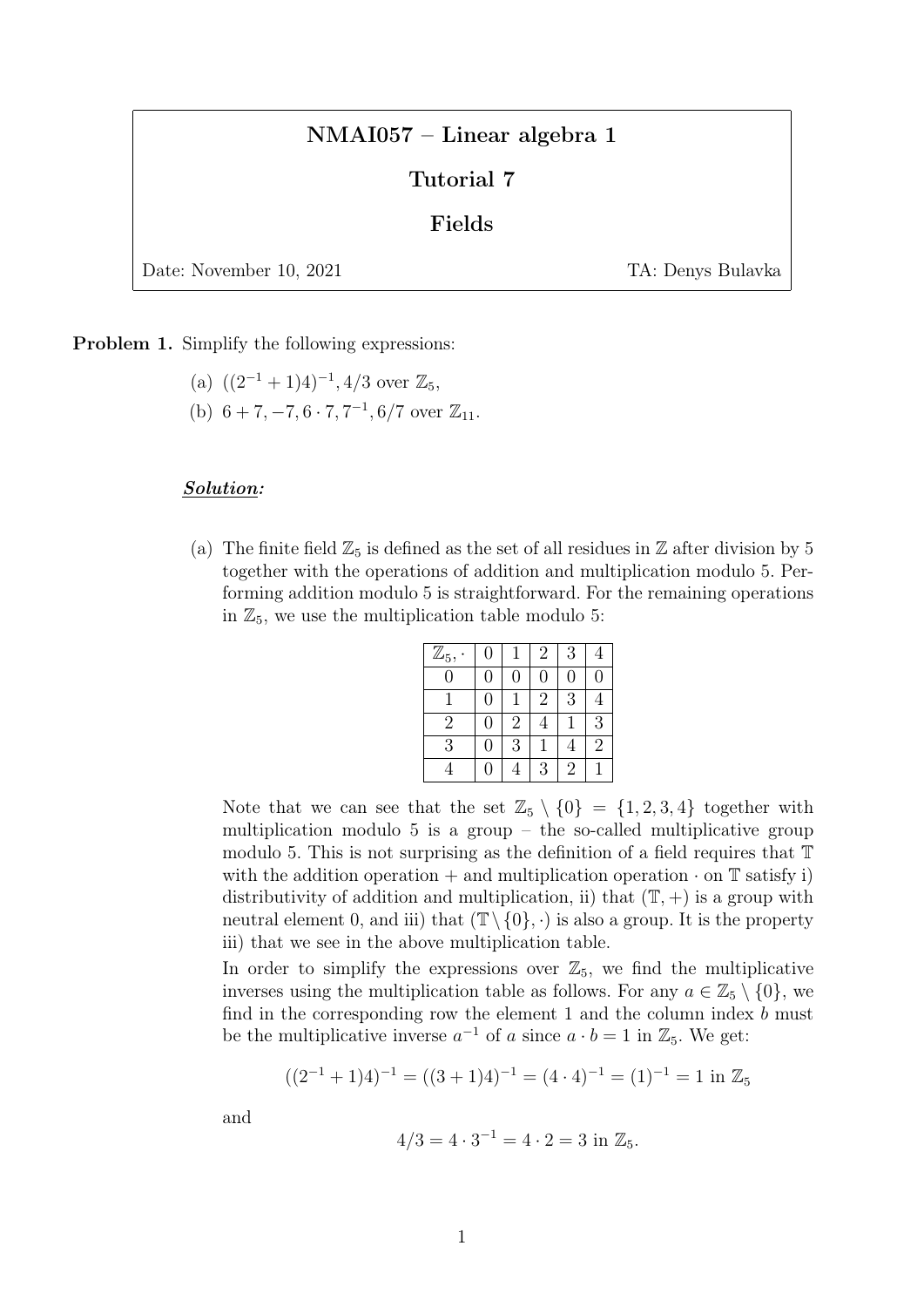**NMAI057 – Linear algebra 1**

**Tutorial 7**

**Fields**

Date: November 10, 2021 TA: Denys Bulavka

**Problem 1.** Simplify the following expressions:

(a) $((2^{-1}+1)4)^{-1}, 4/3$ over $\mathbb{Z}_5$,

(b) $6+7, -7, 6\cdot 7, 7^{-1}, 6/7$ over $\mathbb{Z}_{11}$.

***Solution:***

(a) The finite field $\mathbb{Z}_5$ is defined as the set of all residues in $\mathbb{Z}$ after division by 5 together with the operations of addition and multiplication modulo 5. Performing addition modulo 5 is straightforward. For the remaining operations in $\mathbb{Z}_5$, we use the multiplication table modulo 5:

| $\mathbb{Z}_5, \cdot$ | 0 | 1 | 2 | 3 | 4 |
|---|---|---|---|---|---|
| 0 | 0 | 0 | 0 | 0 | 0 |
| 1 | 0 | 1 | 2 | 3 | 4 |
| 2 | 0 | 2 | 4 | 1 | 3 |
| 3 | 0 | 3 | 1 | 4 | 2 |
| 4 | 0 | 4 | 3 | 2 | 1 |

Note that we can see that the set $\mathbb{Z}_5 \setminus \{0\} = \{1,2,3,4\}$ together with multiplication modulo 5 is a group – the so-called multiplicative group modulo 5. This is not surprising as the definition of a field requires that $\mathbb{T}$ with the addition operation $+$ and multiplication operation $\cdot$ on $\mathbb{T}$ satisfy i) distributivity of addition and multiplication, ii) that $(\mathbb{T},+)$ is a group with neutral element 0, and iii) that $(\mathbb{T}\setminus\{0\},\cdot)$ is also a group. It is the property iii) that we see in the above multiplication table.

In order to simplify the expressions over $\mathbb{Z}_5$, we find the multiplicative inverses using the multiplication table as follows. For any $a \in \mathbb{Z}_5 \setminus \{0\}$, we find in the corresponding row the element 1 and the column index $b$ must be the multiplicative inverse $a^{-1}$ of $a$ since $a \cdot b = 1$ in $\mathbb{Z}_5$. We get:

$$((2^{-1}+1)4)^{-1} = ((3+1)4)^{-1} = (4\cdot 4)^{-1} = (1)^{-1} = 1 \text{ in } \mathbb{Z}_5$$

and

$$4/3 = 4\cdot 3^{-1} = 4\cdot 2 = 3 \text{ in } \mathbb{Z}_5.$$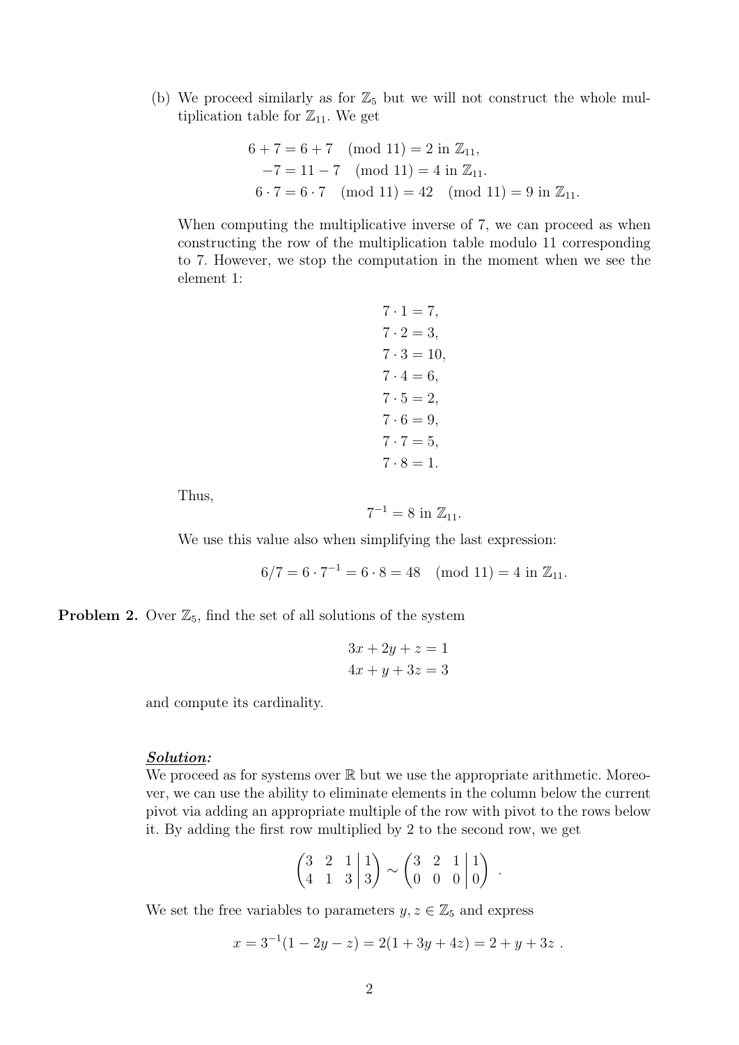(b) We proceed similarly as for $\mathbb{Z}_5$ but we will not construct the whole multiplication table for $\mathbb{Z}_{11}$. We get

$$
\begin{aligned}
6 + 7 &= 6 + 7 \pmod{11} = 2 \text{ in } \mathbb{Z}_{11}, \\
-7 &= 11 - 7 \pmod{11} = 4 \text{ in } \mathbb{Z}_{11}. \\
6 \cdot 7 &= 6 \cdot 7 \pmod{11} = 42 \pmod{11} = 9 \text{ in } \mathbb{Z}_{11}.
\end{aligned}
$$

When computing the multiplicative inverse of 7, we can proceed as when constructing the row of the multiplication table modulo 11 corresponding to 7. However, we stop the computation in the moment when we see the element 1:

$$
\begin{aligned}
7 \cdot 1 &= 7, \\
7 \cdot 2 &= 3, \\
7 \cdot 3 &= 10, \\
7 \cdot 4 &= 6, \\
7 \cdot 5 &= 2, \\
7 \cdot 6 &= 9, \\
7 \cdot 7 &= 5, \\
7 \cdot 8 &= 1.
\end{aligned}
$$

Thus,

$$7^{-1} = 8 \text{ in } \mathbb{Z}_{11}.$$

We use this value also when simplifying the last expression:

$$6/7 = 6 \cdot 7^{-1} = 6 \cdot 8 = 48 \pmod{11} = 4 \text{ in } \mathbb{Z}_{11}.$$

**Problem 2.** Over $\mathbb{Z}_5$, find the set of all solutions of the system

$$
\begin{aligned}
3x + 2y + z &= 1 \\
4x + y + 3z &= 3
\end{aligned}
$$

and compute its cardinality.

***Solution:***

We proceed as for systems over $\mathbb{R}$ but we use the appropriate arithmetic. Moreover, we can use the ability to eliminate elements in the column below the current pivot via adding an appropriate multiple of the row with pivot to the rows below it. By adding the first row multiplied by 2 to the second row, we get

$$\left(\begin{array}{ccc|c} 3 & 2 & 1 & 1 \\ 4 & 1 & 3 & 3 \end{array}\right) \sim \left(\begin{array}{ccc|c} 3 & 2 & 1 & 1 \\ 0 & 0 & 0 & 0 \end{array}\right) .$$

We set the free variables to parameters $y, z \in \mathbb{Z}_5$ and express

$$x = 3^{-1}(1 - 2y - z) = 2(1 + 3y + 4z) = 2 + y + 3z .$$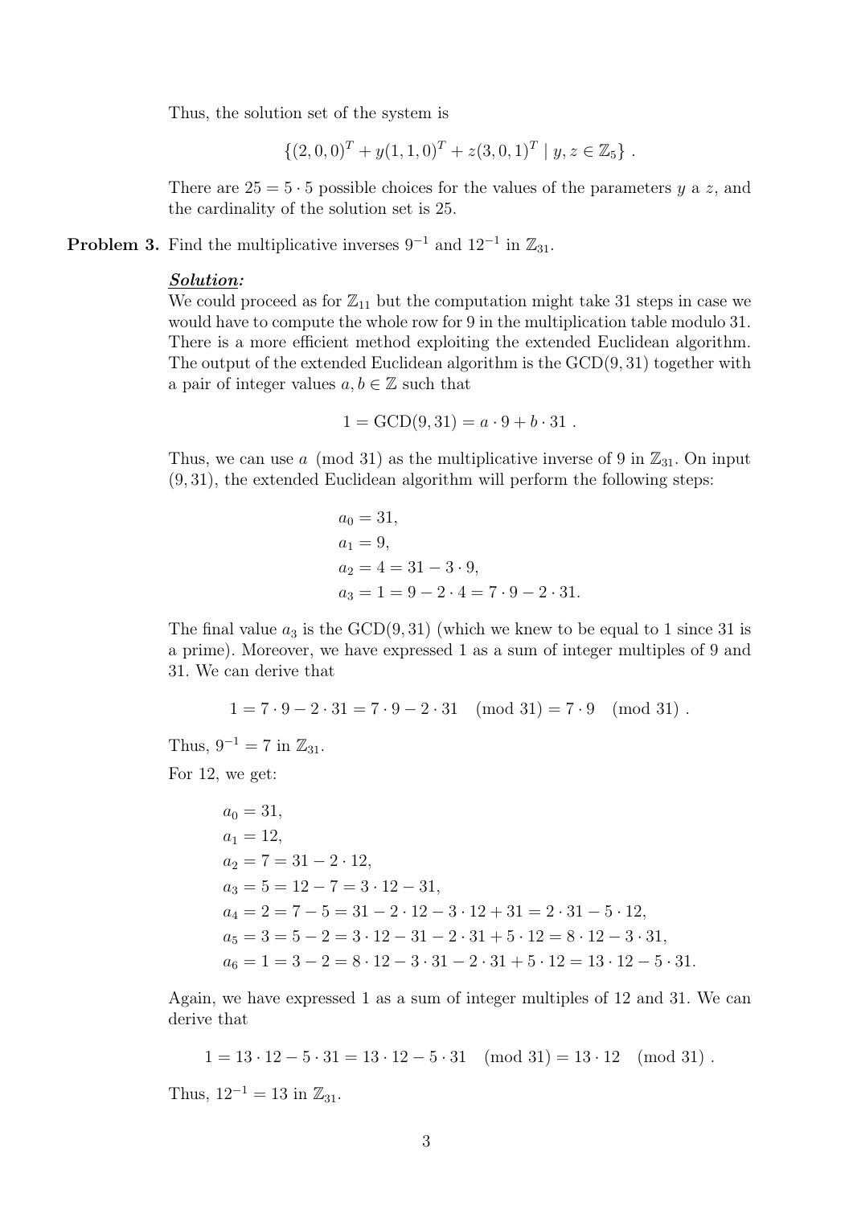Thus, the solution set of the system is

$$\{(2,0,0)^T + y(1,1,0)^T + z(3,0,1)^T \mid y,z \in \mathbb{Z}_5\} \ .$$

There are $25 = 5 \cdot 5$ possible choices for the values of the parameters $y$ a $z$, and the cardinality of the solution set is 25.

**Problem 3.** Find the multiplicative inverses $9^{-1}$ and $12^{-1}$ in $\mathbb{Z}_{31}$.

***Solution:***

We could proceed as for $\mathbb{Z}_{11}$ but the computation might take 31 steps in case we would have to compute the whole row for 9 in the multiplication table modulo 31. There is a more efficient method exploiting the extended Euclidean algorithm. The output of the extended Euclidean algorithm is the $\mathrm{GCD}(9,31)$ together with a pair of integer values $a, b \in \mathbb{Z}$ such that

$$1 = \mathrm{GCD}(9,31) = a \cdot 9 + b \cdot 31 \ .$$

Thus, we can use $a \pmod{31}$ as the multiplicative inverse of 9 in $\mathbb{Z}_{31}$. On input $(9,31)$, the extended Euclidean algorithm will perform the following steps:

$$\begin{aligned}
a_0 &= 31, \\
a_1 &= 9, \\
a_2 &= 4 = 31 - 3 \cdot 9, \\
a_3 &= 1 = 9 - 2 \cdot 4 = 7 \cdot 9 - 2 \cdot 31.
\end{aligned}$$

The final value $a_3$ is the $\mathrm{GCD}(9,31)$ (which we knew to be equal to 1 since 31 is a prime). Moreover, we have expressed 1 as a sum of integer multiples of 9 and 31. We can derive that

$$1 = 7 \cdot 9 - 2 \cdot 31 = 7 \cdot 9 - 2 \cdot 31 \pmod{31} = 7 \cdot 9 \pmod{31} \ .$$

Thus, $9^{-1} = 7$ in $\mathbb{Z}_{31}$.

For 12, we get:

$$\begin{aligned}
a_0 &= 31, \\
a_1 &= 12, \\
a_2 &= 7 = 31 - 2 \cdot 12, \\
a_3 &= 5 = 12 - 7 = 3 \cdot 12 - 31, \\
a_4 &= 2 = 7 - 5 = 31 - 2 \cdot 12 - 3 \cdot 12 + 31 = 2 \cdot 31 - 5 \cdot 12, \\
a_5 &= 3 = 5 - 2 = 3 \cdot 12 - 31 - 2 \cdot 31 + 5 \cdot 12 = 8 \cdot 12 - 3 \cdot 31, \\
a_6 &= 1 = 3 - 2 = 8 \cdot 12 - 3 \cdot 31 - 2 \cdot 31 + 5 \cdot 12 = 13 \cdot 12 - 5 \cdot 31.
\end{aligned}$$

Again, we have expressed 1 as a sum of integer multiples of 12 and 31. We can derive that

$$1 = 13 \cdot 12 - 5 \cdot 31 = 13 \cdot 12 - 5 \cdot 31 \pmod{31} = 13 \cdot 12 \pmod{31} \ .$$

Thus, $12^{-1} = 13$ in $\mathbb{Z}_{31}$.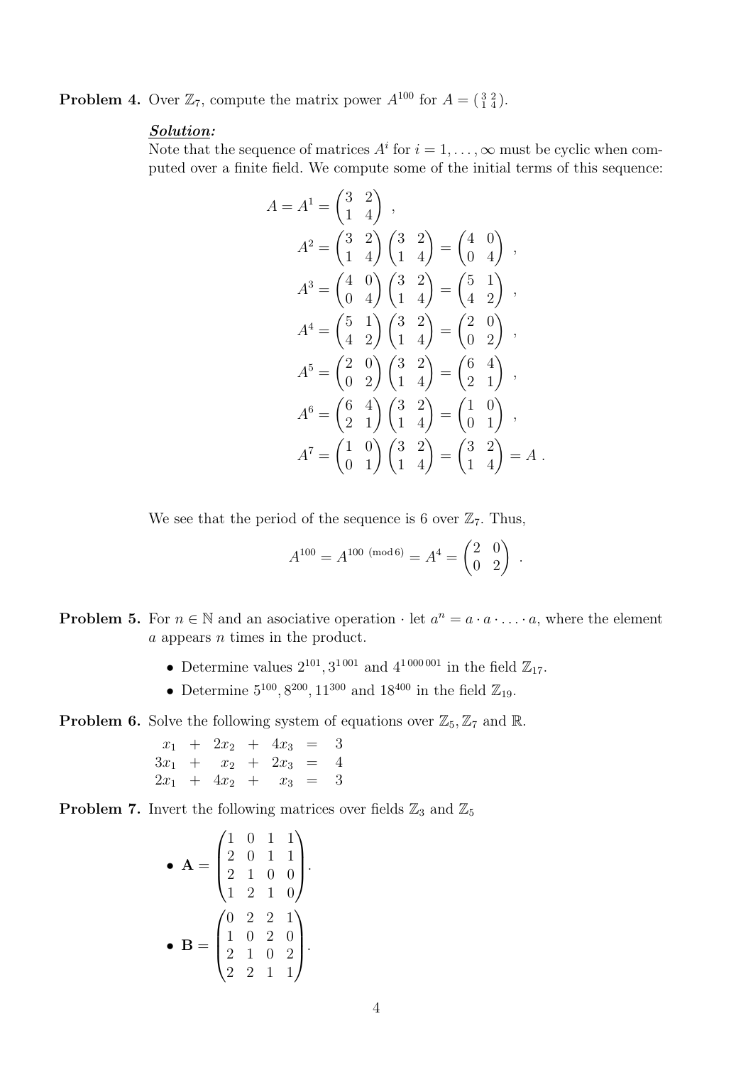**Problem 4.** Over $\mathbb{Z}_7$, compute the matrix power $A^{100}$ for $A = \left(\begin{smallmatrix} 3 & 2 \\ 1 & 4 \end{smallmatrix}\right)$.

***Solution:***

Note that the sequence of matrices $A^i$ for $i = 1, \ldots, \infty$ must be cyclic when computed over a finite field. We compute some of the initial terms of this sequence:

$$A = A^1 = \begin{pmatrix} 3 & 2 \\ 1 & 4 \end{pmatrix} ,$$

$$A^2 = \begin{pmatrix} 3 & 2 \\ 1 & 4 \end{pmatrix} \begin{pmatrix} 3 & 2 \\ 1 & 4 \end{pmatrix} = \begin{pmatrix} 4 & 0 \\ 0 & 4 \end{pmatrix} ,$$

$$A^3 = \begin{pmatrix} 4 & 0 \\ 0 & 4 \end{pmatrix} \begin{pmatrix} 3 & 2 \\ 1 & 4 \end{pmatrix} = \begin{pmatrix} 5 & 1 \\ 4 & 2 \end{pmatrix} ,$$

$$A^4 = \begin{pmatrix} 5 & 1 \\ 4 & 2 \end{pmatrix} \begin{pmatrix} 3 & 2 \\ 1 & 4 \end{pmatrix} = \begin{pmatrix} 2 & 0 \\ 0 & 2 \end{pmatrix} ,$$

$$A^5 = \begin{pmatrix} 2 & 0 \\ 0 & 2 \end{pmatrix} \begin{pmatrix} 3 & 2 \\ 1 & 4 \end{pmatrix} = \begin{pmatrix} 6 & 4 \\ 2 & 1 \end{pmatrix} ,$$

$$A^6 = \begin{pmatrix} 6 & 4 \\ 2 & 1 \end{pmatrix} \begin{pmatrix} 3 & 2 \\ 1 & 4 \end{pmatrix} = \begin{pmatrix} 1 & 0 \\ 0 & 1 \end{pmatrix} ,$$

$$A^7 = \begin{pmatrix} 1 & 0 \\ 0 & 1 \end{pmatrix} \begin{pmatrix} 3 & 2 \\ 1 & 4 \end{pmatrix} = \begin{pmatrix} 3 & 2 \\ 1 & 4 \end{pmatrix} = A .$$

We see that the period of the sequence is 6 over $\mathbb{Z}_7$. Thus,

$$A^{100} = A^{100 \pmod 6} = A^4 = \begin{pmatrix} 2 & 0 \\ 0 & 2 \end{pmatrix} .$$

**Problem 5.** For $n \in \mathbb{N}$ and an asociative operation $\cdot$ let $a^n = a \cdot a \cdot \ldots \cdot a$, where the element $a$ appears $n$ times in the product.

- Determine values $2^{101}, 3^{1\,001}$ and $4^{1\,000\,001}$ in the field $\mathbb{Z}_{17}$.
- Determine $5^{100}, 8^{200}, 11^{300}$ and $18^{400}$ in the field $\mathbb{Z}_{19}$.

**Problem 6.** Solve the following system of equations over $\mathbb{Z}_5, \mathbb{Z}_7$ and $\mathbb{R}$.

$$\begin{array}{rcrcrcl} x_1 & + & 2x_2 & + & 4x_3 & = & 3 \\ 3x_1 & + & x_2 & + & 2x_3 & = & 4 \\ 2x_1 & + & 4x_2 & + & x_3 & = & 3 \end{array}$$

**Problem 7.** Invert the following matrices over fields $\mathbb{Z}_3$ and $\mathbb{Z}_5$

- $\mathbf{A} = \begin{pmatrix} 1 & 0 & 1 & 1 \\ 2 & 0 & 1 & 1 \\ 2 & 1 & 0 & 0 \\ 1 & 2 & 1 & 0 \end{pmatrix}$.
- $\mathbf{B} = \begin{pmatrix} 0 & 2 & 2 & 1 \\ 1 & 0 & 2 & 0 \\ 2 & 1 & 0 & 2 \\ 2 & 2 & 1 & 1 \end{pmatrix}$.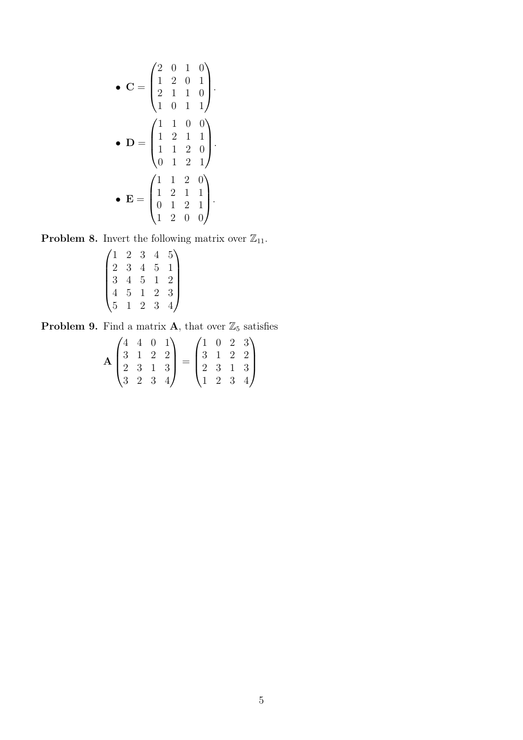- $\mathbf{C} = \begin{pmatrix} 2 & 0 & 1 & 0 \\ 1 & 2 & 0 & 1 \\ 2 & 1 & 1 & 0 \\ 1 & 0 & 1 & 1 \end{pmatrix}$.

- $\mathbf{D} = \begin{pmatrix} 1 & 1 & 0 & 0 \\ 1 & 2 & 1 & 1 \\ 1 & 1 & 2 & 0 \\ 0 & 1 & 2 & 1 \end{pmatrix}$.

- $\mathbf{E} = \begin{pmatrix} 1 & 1 & 2 & 0 \\ 1 & 2 & 1 & 1 \\ 0 & 1 & 2 & 1 \\ 1 & 2 & 0 & 0 \end{pmatrix}$.

**Problem 8.** Invert the following matrix over $\mathbb{Z}_{11}$.

$$\begin{pmatrix} 1 & 2 & 3 & 4 & 5 \\ 2 & 3 & 4 & 5 & 1 \\ 3 & 4 & 5 & 1 & 2 \\ 4 & 5 & 1 & 2 & 3 \\ 5 & 1 & 2 & 3 & 4 \end{pmatrix}$$

**Problem 9.** Find a matrix $\mathbf{A}$, that over $\mathbb{Z}_5$ satisfies

$$\mathbf{A} \begin{pmatrix} 4 & 4 & 0 & 1 \\ 3 & 1 & 2 & 2 \\ 2 & 3 & 1 & 3 \\ 3 & 2 & 3 & 4 \end{pmatrix} = \begin{pmatrix} 1 & 0 & 2 & 3 \\ 3 & 1 & 2 & 2 \\ 2 & 3 & 1 & 3 \\ 1 & 2 & 3 & 4 \end{pmatrix}$$